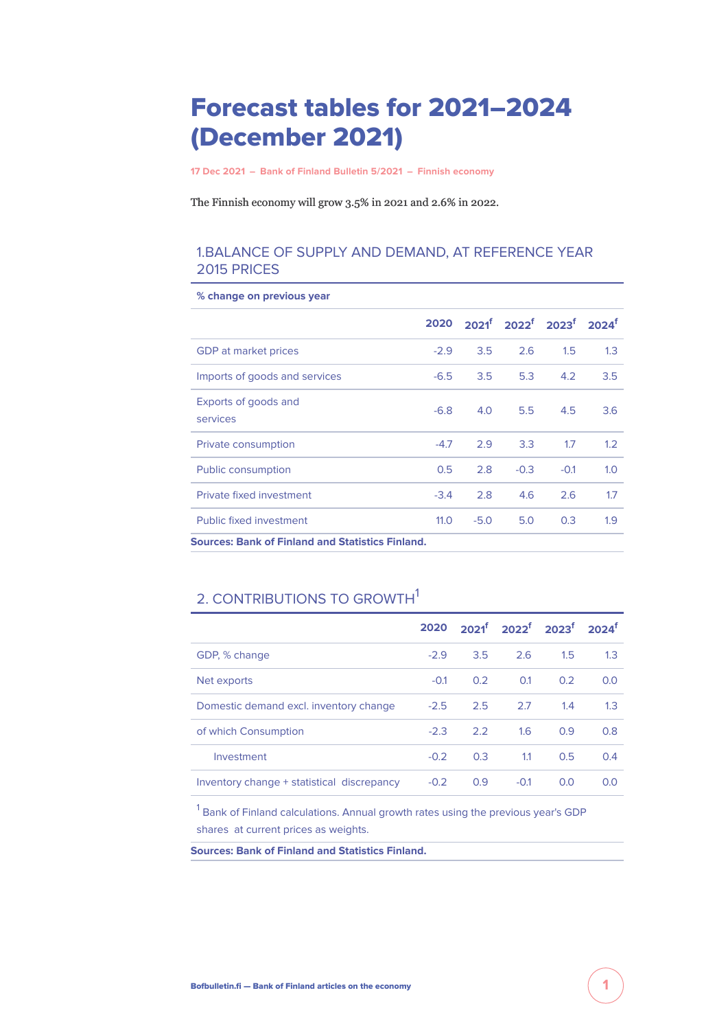# Forecast tables for 2021–2024 (December 2021)

17 Dec 2021 – Bank of Finland Bulletin 5/2021 – Finnish economy

The Finnish economy will grow 3.5% in 2021 and 2.6% in 2022.

## 1.BALANCE OF SUPPLY AND DEMAND, AT REFERENCE YEAR 2015 PRICES

**% change on previous year**

| | 2020 | 2021[f] | 2022[f] | 2023[f] | 2024[f] |
|---|---|---|---|---|---|
| GDP at market prices | -2.9 | 3.5 | 2.6 | 1.5 | 1.3 |
| Imports of goods and services | -6.5 | 3.5 | 5.3 | 4.2 | 3.5 |
| Exports of goods and services | -6.8 | 4.0 | 5.5 | 4.5 | 3.6 |
| Private consumption | -4.7 | 2.9 | 3.3 | 1.7 | 1.2 |
| Public consumption | 0.5 | 2.8 | -0.3 | -0.1 | 1.0 |
| Private fixed investment | -3.4 | 2.8 | 4.6 | 2.6 | 1.7 |
| Public fixed investment | 11.0 | -5.0 | 5.0 | 0.3 | 1.9 |

**Sources: Bank of Finland and Statistics Finland.**

## 2. CONTRIBUTIONS TO GROWTH[1]

| | 2020 | 2021[f] | 2022[f] | 2023[f] | 2024[f] |
|---|---|---|---|---|---|
| GDP, % change | -2.9 | 3.5 | 2.6 | 1.5 | 1.3 |
| Net exports | -0.1 | 0.2 | 0.1 | 0.2 | 0.0 |
| Domestic demand excl. inventory change | -2.5 | 2.5 | 2.7 | 1.4 | 1.3 |
| of which Consumption | -2.3 | 2.2 | 1.6 | 0.9 | 0.8 |
| Investment | -0.2 | 0.3 | 1.1 | 0.5 | 0.4 |
| Inventory change + statistical discrepancy | -0.2 | 0.9 | -0.1 | 0.0 | 0.0 |

[1] Bank of Finland calculations. Annual growth rates using the previous year's GDP shares at current prices as weights.

**Sources: Bank of Finland and Statistics Finland.**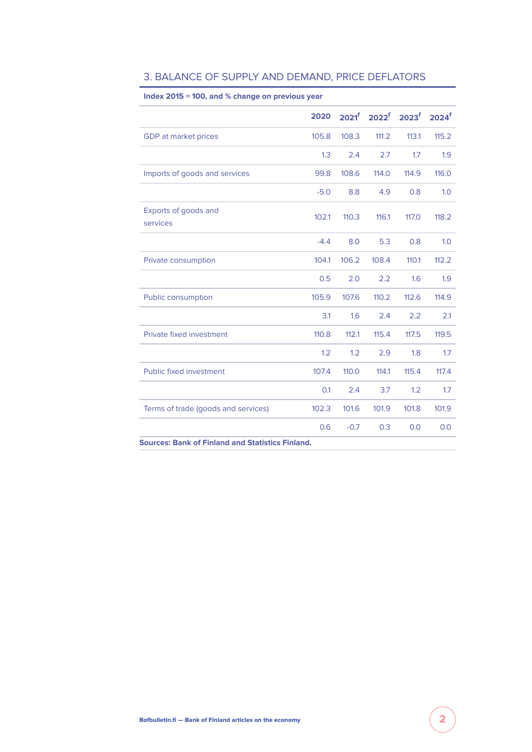## 3. BALANCE OF SUPPLY AND DEMAND, PRICE DEFLATORS

**Index 2015 = 100, and % change on previous year**

| | 2020 | 2021[f] | 2022[f] | 2023[f] | 2024[f] |
|---|---|---|---|---|---|
| GDP at market prices | 105.8 | 108.3 | 111.2 | 113.1 | 115.2 |
| | 1.3 | 2.4 | 2.7 | 1.7 | 1.9 |
| Imports of goods and services | 99.8 | 108.6 | 114.0 | 114.9 | 116.0 |
| | -5.0 | 8.8 | 4.9 | 0.8 | 1.0 |
| Exports of goods and services | 102.1 | 110.3 | 116.1 | 117.0 | 118.2 |
| | -4.4 | 8.0 | 5.3 | 0.8 | 1.0 |
| Private consumption | 104.1 | 106.2 | 108.4 | 110.1 | 112.2 |
| | 0.5 | 2.0 | 2.2 | 1.6 | 1.9 |
| Public consumption | 105.9 | 107.6 | 110.2 | 112.6 | 114.9 |
| | 3.1 | 1.6 | 2.4 | 2.2 | 2.1 |
| Private fixed investment | 110.8 | 112.1 | 115.4 | 117.5 | 119.5 |
| | 1.2 | 1.2 | 2.9 | 1.8 | 1.7 |
| Public fixed investment | 107.4 | 110.0 | 114.1 | 115.4 | 117.4 |
| | 0.1 | 2.4 | 3.7 | 1.2 | 1.7 |
| Terms of trade (goods and services) | 102.3 | 101.6 | 101.9 | 101.8 | 101.9 |
| | 0.6 | -0.7 | 0.3 | 0.0 | 0.0 |

**Sources: Bank of Finland and Statistics Finland.**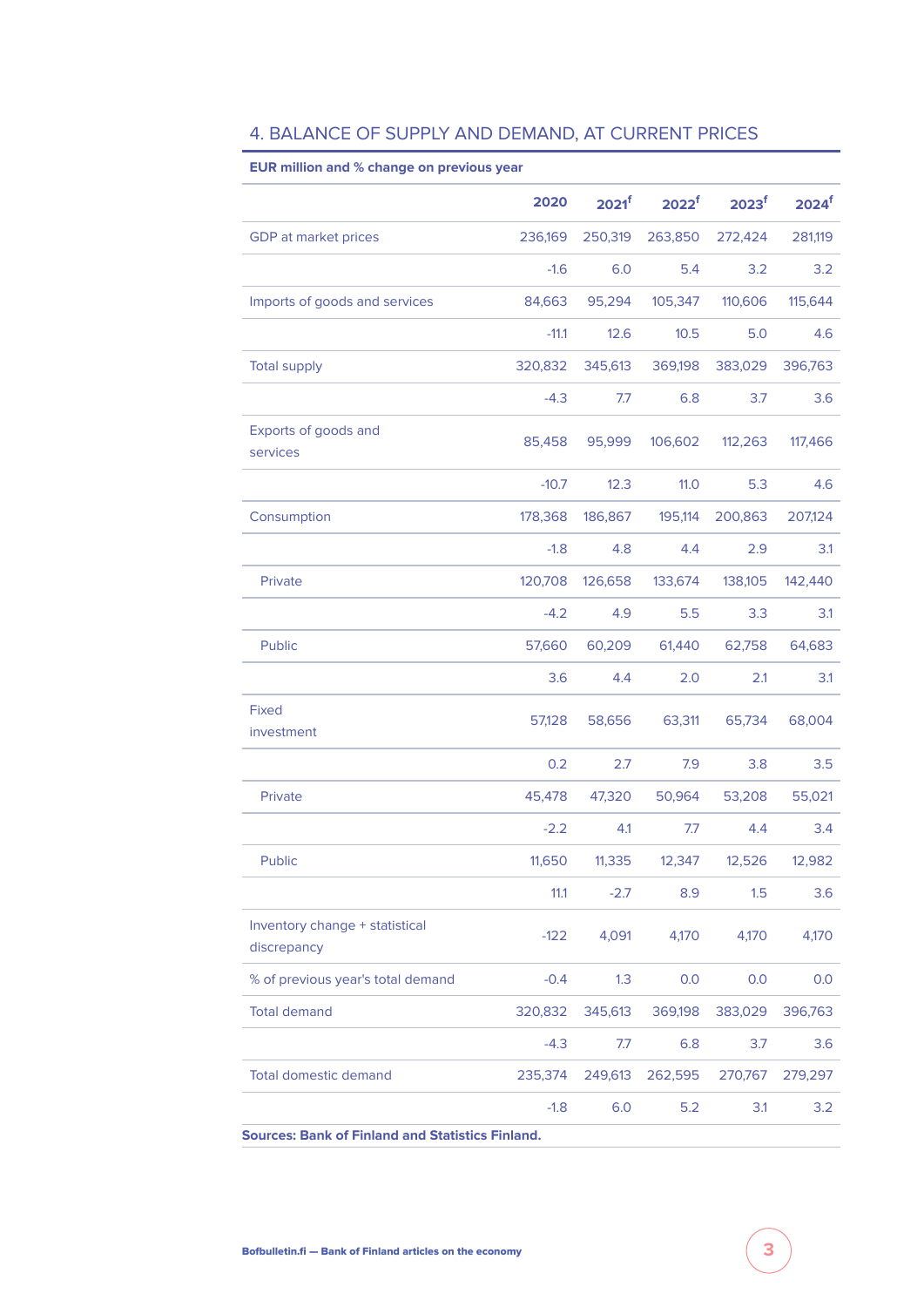## 4. BALANCE OF SUPPLY AND DEMAND, AT CURRENT PRICES

**EUR million and % change on previous year**

| | 2020 | 2021[f] | 2022[f] | 2023[f] | 2024[f] |
|---|---|---|---|---|---|
| GDP at market prices | 236,169 | 250,319 | 263,850 | 272,424 | 281,119 |
| | -1.6 | 6.0 | 5.4 | 3.2 | 3.2 |
| Imports of goods and services | 84,663 | 95,294 | 105,347 | 110,606 | 115,644 |
| | -11.1 | 12.6 | 10.5 | 5.0 | 4.6 |
| Total supply | 320,832 | 345,613 | 369,198 | 383,029 | 396,763 |
| | -4.3 | 7.7 | 6.8 | 3.7 | 3.6 |
| Exports of goods and services | 85,458 | 95,999 | 106,602 | 112,263 | 117,466 |
| | -10.7 | 12.3 | 11.0 | 5.3 | 4.6 |
| Consumption | 178,368 | 186,867 | 195,114 | 200,863 | 207,124 |
| | -1.8 | 4.8 | 4.4 | 2.9 | 3.1 |
| Private | 120,708 | 126,658 | 133,674 | 138,105 | 142,440 |
| | -4.2 | 4.9 | 5.5 | 3.3 | 3.1 |
| Public | 57,660 | 60,209 | 61,440 | 62,758 | 64,683 |
| | 3.6 | 4.4 | 2.0 | 2.1 | 3.1 |
| Fixed investment | 57,128 | 58,656 | 63,311 | 65,734 | 68,004 |
| | 0.2 | 2.7 | 7.9 | 3.8 | 3.5 |
| Private | 45,478 | 47,320 | 50,964 | 53,208 | 55,021 |
| | -2.2 | 4.1 | 7.7 | 4.4 | 3.4 |
| Public | 11,650 | 11,335 | 12,347 | 12,526 | 12,982 |
| | 11.1 | -2.7 | 8.9 | 1.5 | 3.6 |
| Inventory change + statistical discrepancy | -122 | 4,091 | 4,170 | 4,170 | 4,170 |
| % of previous year's total demand | -0.4 | 1.3 | 0.0 | 0.0 | 0.0 |
| Total demand | 320,832 | 345,613 | 369,198 | 383,029 | 396,763 |
| | -4.3 | 7.7 | 6.8 | 3.7 | 3.6 |
| Total domestic demand | 235,374 | 249,613 | 262,595 | 270,767 | 279,297 |
| | -1.8 | 6.0 | 5.2 | 3.1 | 3.2 |

**Sources: Bank of Finland and Statistics Finland.**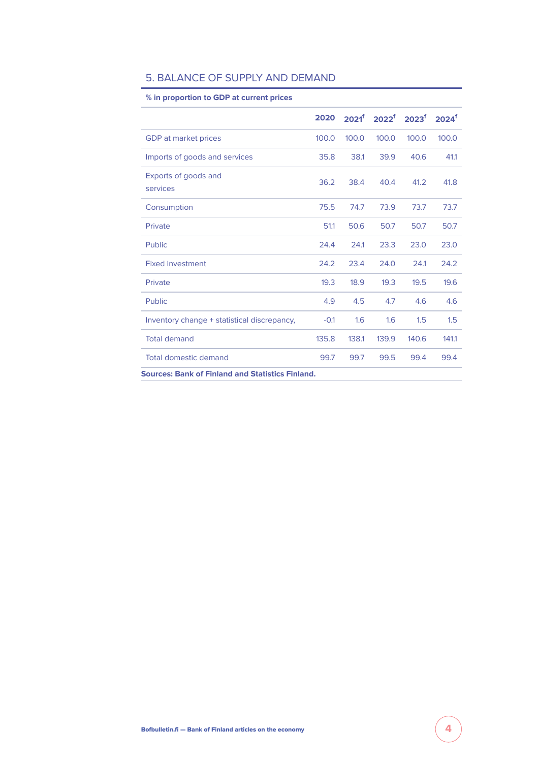## 5. BALANCE OF SUPPLY AND DEMAND

**% in proportion to GDP at current prices**

| | 2020 | 2021[f] | 2022[f] | 2023[f] | 2024[f] |
|---|---|---|---|---|---|
| GDP at market prices | 100.0 | 100.0 | 100.0 | 100.0 | 100.0 |
| Imports of goods and services | 35.8 | 38.1 | 39.9 | 40.6 | 41.1 |
| Exports of goods and services | 36.2 | 38.4 | 40.4 | 41.2 | 41.8 |
| Consumption | 75.5 | 74.7 | 73.9 | 73.7 | 73.7 |
| Private | 51.1 | 50.6 | 50.7 | 50.7 | 50.7 |
| Public | 24.4 | 24.1 | 23.3 | 23.0 | 23.0 |
| Fixed investment | 24.2 | 23.4 | 24.0 | 24.1 | 24.2 |
| Private | 19.3 | 18.9 | 19.3 | 19.5 | 19.6 |
| Public | 4.9 | 4.5 | 4.7 | 4.6 | 4.6 |
| Inventory change + statistical discrepancy, | -0.1 | 1.6 | 1.6 | 1.5 | 1.5 |
| Total demand | 135.8 | 138.1 | 139.9 | 140.6 | 141.1 |
| Total domestic demand | 99.7 | 99.7 | 99.5 | 99.4 | 99.4 |

**Sources: Bank of Finland and Statistics Finland.**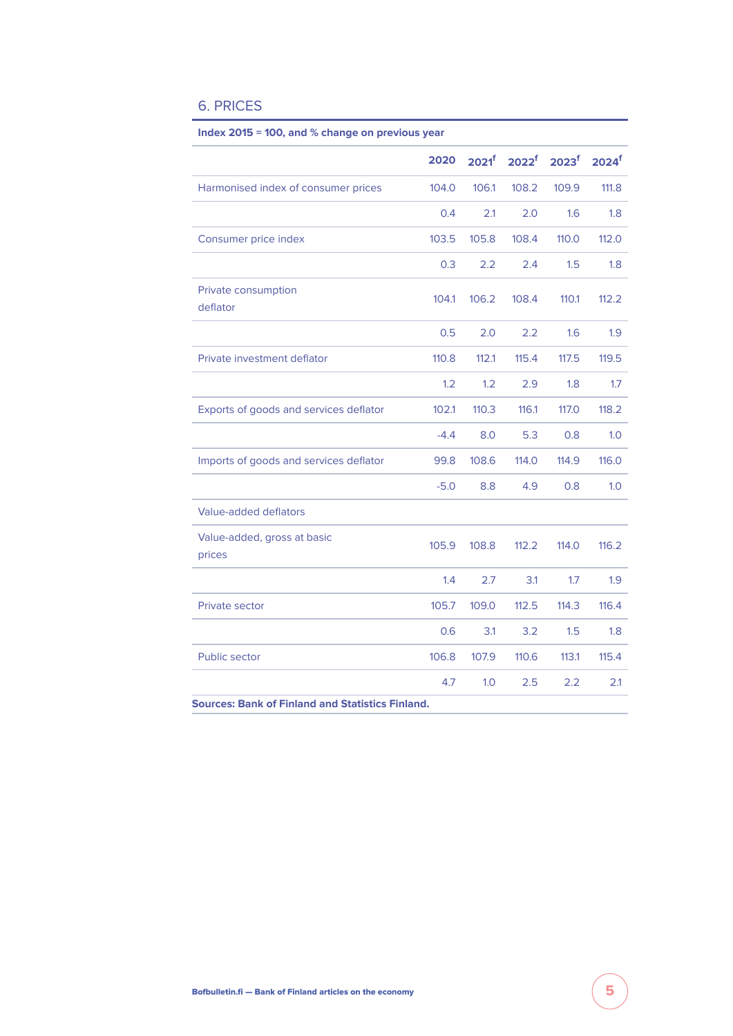## 6. PRICES

| Index 2015 = 100, and % change on previous year | 2020 | 2021[f] | 2022[f] | 2023[f] | 2024[f] |
|---|---|---|---|---|---|
| Harmonised index of consumer prices | 104.0 | 106.1 | 108.2 | 109.9 | 111.8 |
| | 0.4 | 2.1 | 2.0 | 1.6 | 1.8 |
| Consumer price index | 103.5 | 105.8 | 108.4 | 110.0 | 112.0 |
| | 0.3 | 2.2 | 2.4 | 1.5 | 1.8 |
| Private consumption deflator | 104.1 | 106.2 | 108.4 | 110.1 | 112.2 |
| | 0.5 | 2.0 | 2.2 | 1.6 | 1.9 |
| Private investment deflator | 110.8 | 112.1 | 115.4 | 117.5 | 119.5 |
| | 1.2 | 1.2 | 2.9 | 1.8 | 1.7 |
| Exports of goods and services deflator | 102.1 | 110.3 | 116.1 | 117.0 | 118.2 |
| | -4.4 | 8.0 | 5.3 | 0.8 | 1.0 |
| Imports of goods and services deflator | 99.8 | 108.6 | 114.0 | 114.9 | 116.0 |
| | -5.0 | 8.8 | 4.9 | 0.8 | 1.0 |
| Value-added deflators | | | | | |
| Value-added, gross at basic prices | 105.9 | 108.8 | 112.2 | 114.0 | 116.2 |
| | 1.4 | 2.7 | 3.1 | 1.7 | 1.9 |
| Private sector | 105.7 | 109.0 | 112.5 | 114.3 | 116.4 |
| | 0.6 | 3.1 | 3.2 | 1.5 | 1.8 |
| Public sector | 106.8 | 107.9 | 110.6 | 113.1 | 115.4 |
| | 4.7 | 1.0 | 2.5 | 2.2 | 2.1 |

**Sources: Bank of Finland and Statistics Finland.**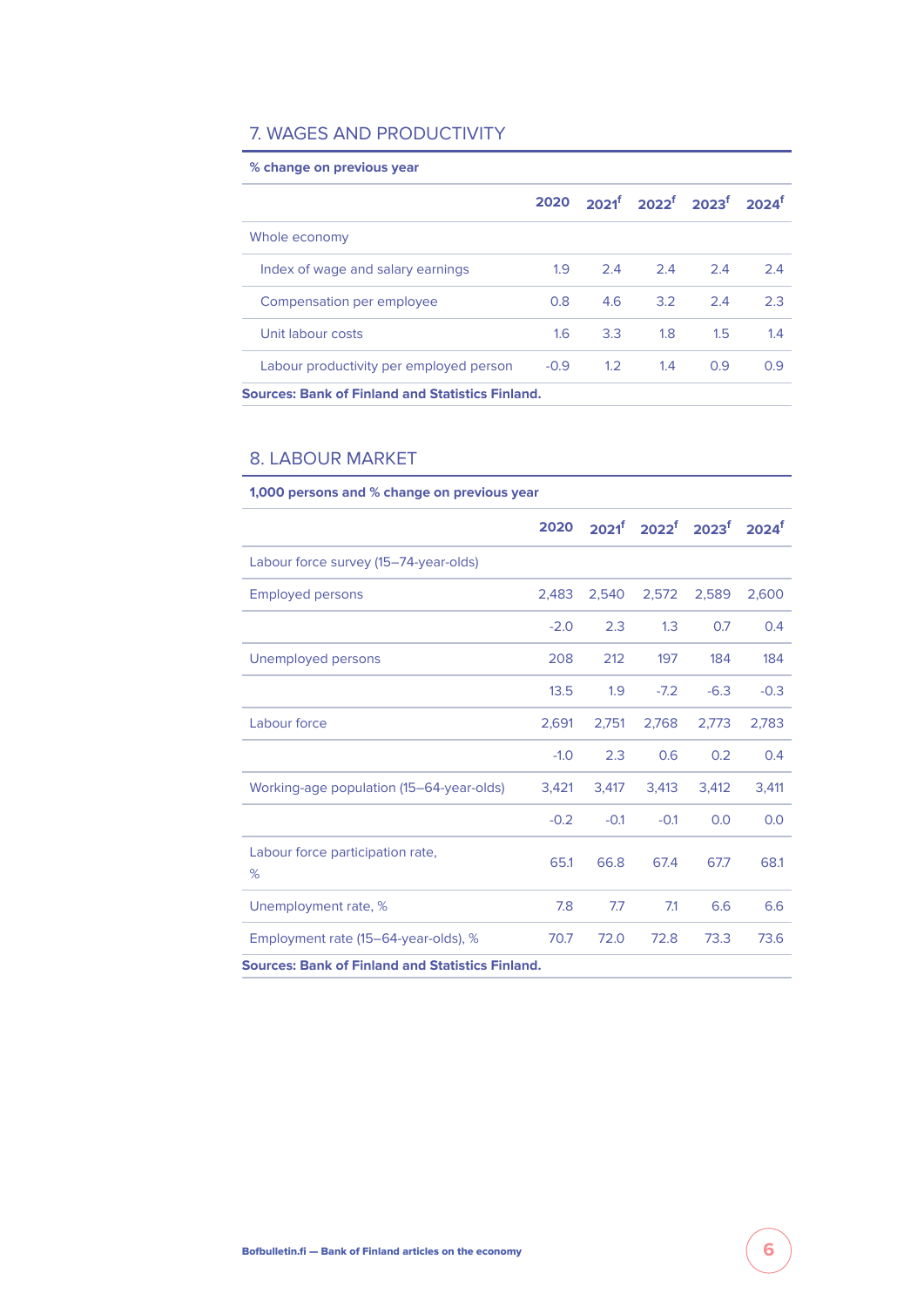## 7. WAGES AND PRODUCTIVITY

**% change on previous year**

| | 2020 | 2021$^f$ | 2022$^f$ | 2023$^f$ | 2024$^f$ |
|---|---|---|---|---|---|
| Whole economy | | | | | |
| Index of wage and salary earnings | 1.9 | 2.4 | 2.4 | 2.4 | 2.4 |
| Compensation per employee | 0.8 | 4.6 | 3.2 | 2.4 | 2.3 |
| Unit labour costs | 1.6 | 3.3 | 1.8 | 1.5 | 1.4 |
| Labour productivity per employed person | -0.9 | 1.2 | 1.4 | 0.9 | 0.9 |

**Sources: Bank of Finland and Statistics Finland.**

## 8. LABOUR MARKET

**1,000 persons and % change on previous year**

| | 2020 | 2021$^f$ | 2022$^f$ | 2023$^f$ | 2024$^f$ |
|---|---|---|---|---|---|
| Labour force survey (15–74-year-olds) | | | | | |
| Employed persons | 2,483 | 2,540 | 2,572 | 2,589 | 2,600 |
| | -2.0 | 2.3 | 1.3 | 0.7 | 0.4 |
| Unemployed persons | 208 | 212 | 197 | 184 | 184 |
| | 13.5 | 1.9 | -7.2 | -6.3 | -0.3 |
| Labour force | 2,691 | 2,751 | 2,768 | 2,773 | 2,783 |
| | -1.0 | 2.3 | 0.6 | 0.2 | 0.4 |
| Working-age population (15–64-year-olds) | 3,421 | 3,417 | 3,413 | 3,412 | 3,411 |
| | -0.2 | -0.1 | -0.1 | 0.0 | 0.0 |
| Labour force participation rate, % | 65.1 | 66.8 | 67.4 | 67.7 | 68.1 |
| Unemployment rate, % | 7.8 | 7.7 | 7.1 | 6.6 | 6.6 |
| Employment rate (15–64-year-olds), % | 70.7 | 72.0 | 72.8 | 73.3 | 73.6 |

**Sources: Bank of Finland and Statistics Finland.**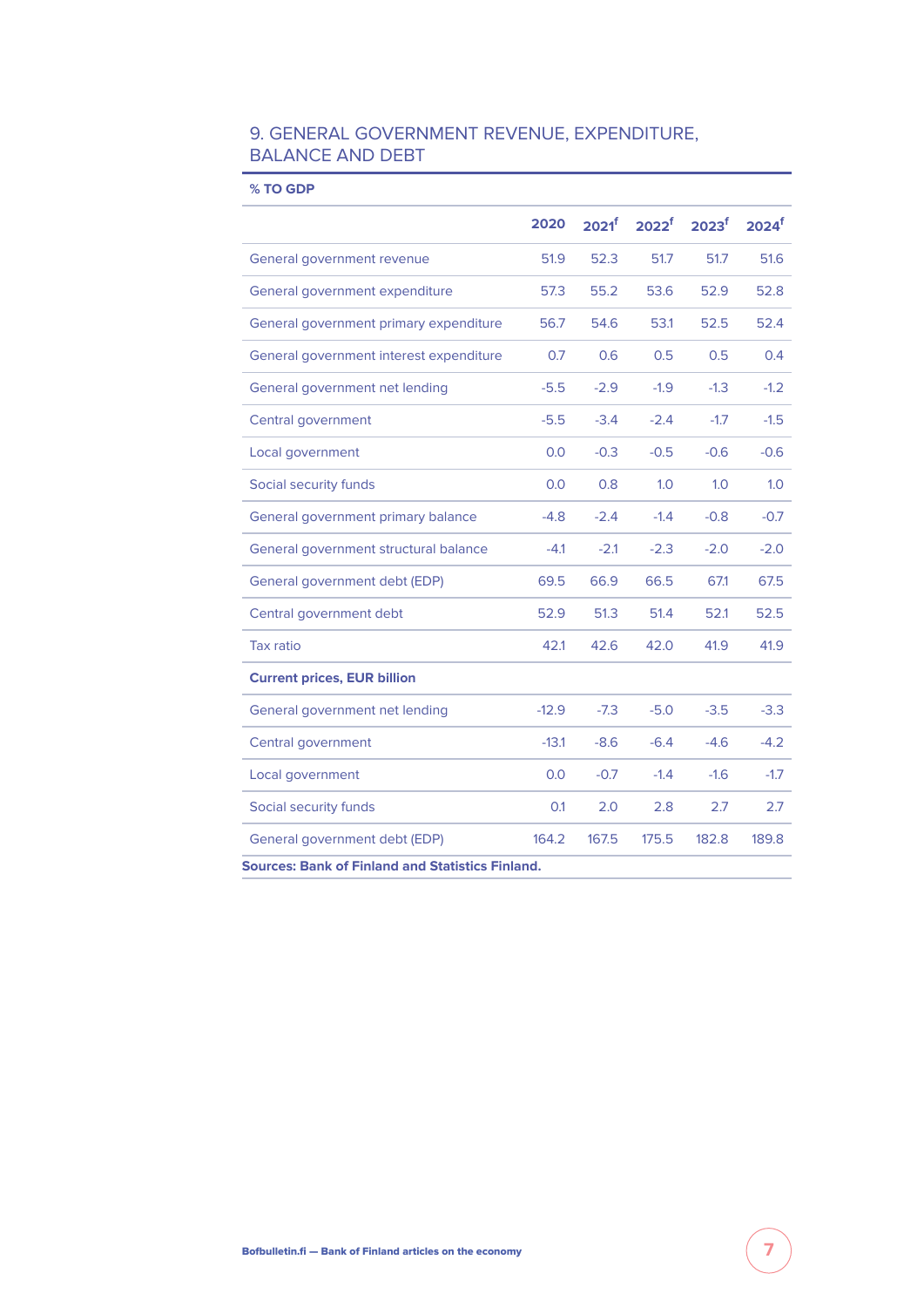## 9. GENERAL GOVERNMENT REVENUE, EXPENDITURE, BALANCE AND DEBT

| % TO GDP | 2020 | 2021[f] | 2022[f] | 2023[f] | 2024[f] |
|---|---|---|---|---|---|
| General government revenue | 51.9 | 52.3 | 51.7 | 51.7 | 51.6 |
| General government expenditure | 57.3 | 55.2 | 53.6 | 52.9 | 52.8 |
| General government primary expenditure | 56.7 | 54.6 | 53.1 | 52.5 | 52.4 |
| General government interest expenditure | 0.7 | 0.6 | 0.5 | 0.5 | 0.4 |
| General government net lending | -5.5 | -2.9 | -1.9 | -1.3 | -1.2 |
| Central government | -5.5 | -3.4 | -2.4 | -1.7 | -1.5 |
| Local government | 0.0 | -0.3 | -0.5 | -0.6 | -0.6 |
| Social security funds | 0.0 | 0.8 | 1.0 | 1.0 | 1.0 |
| General government primary balance | -4.8 | -2.4 | -1.4 | -0.8 | -0.7 |
| General government structural balance | -4.1 | -2.1 | -2.3 | -2.0 | -2.0 |
| General government debt (EDP) | 69.5 | 66.9 | 66.5 | 67.1 | 67.5 |
| Central government debt | 52.9 | 51.3 | 51.4 | 52.1 | 52.5 |
| Tax ratio | 42.1 | 42.6 | 42.0 | 41.9 | 41.9 |
| **Current prices, EUR billion** | | | | | |
| General government net lending | -12.9 | -7.3 | -5.0 | -3.5 | -3.3 |
| Central government | -13.1 | -8.6 | -6.4 | -4.6 | -4.2 |
| Local government | 0.0 | -0.7 | -1.4 | -1.6 | -1.7 |
| Social security funds | 0.1 | 2.0 | 2.8 | 2.7 | 2.7 |
| General government debt (EDP) | 164.2 | 167.5 | 175.5 | 182.8 | 189.8 |

**Sources: Bank of Finland and Statistics Finland.**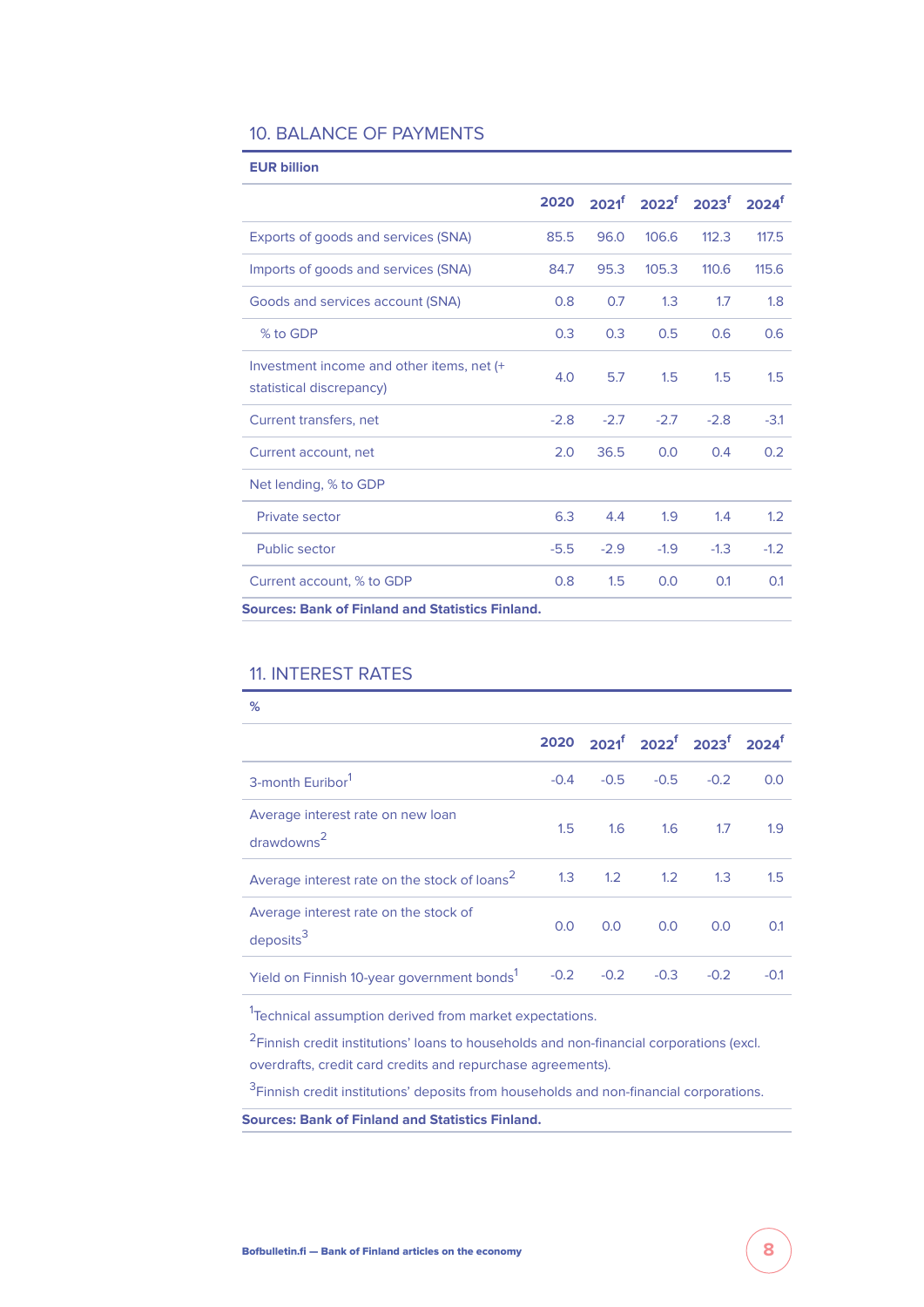## 10. BALANCE OF PAYMENTS

**EUR billion**

| | 2020 | 2021[f] | 2022[f] | 2023[f] | 2024[f] |
|---|---|---|---|---|---|
| Exports of goods and services (SNA) | 85.5 | 96.0 | 106.6 | 112.3 | 117.5 |
| Imports of goods and services (SNA) | 84.7 | 95.3 | 105.3 | 110.6 | 115.6 |
| Goods and services account (SNA) | 0.8 | 0.7 | 1.3 | 1.7 | 1.8 |
| % to GDP | 0.3 | 0.3 | 0.5 | 0.6 | 0.6 |
| Investment income and other items, net (+ statistical discrepancy) | 4.0 | 5.7 | 1.5 | 1.5 | 1.5 |
| Current transfers, net | -2.8 | -2.7 | -2.7 | -2.8 | -3.1 |
| Current account, net | 2.0 | 36.5 | 0.0 | 0.4 | 0.2 |
| Net lending, % to GDP | | | | | |
| Private sector | 6.3 | 4.4 | 1.9 | 1.4 | 1.2 |
| Public sector | -5.5 | -2.9 | -1.9 | -1.3 | -1.2 |
| Current account, % to GDP | 0.8 | 1.5 | 0.0 | 0.1 | 0.1 |

**Sources: Bank of Finland and Statistics Finland.**

## 11. INTEREST RATES

**%**

| | 2020 | 2021[f] | 2022[f] | 2023[f] | 2024[f] |
|---|---|---|---|---|---|
| 3-month Euribor[1] | -0.4 | -0.5 | -0.5 | -0.2 | 0.0 |
| Average interest rate on new loan drawdowns[2] | 1.5 | 1.6 | 1.6 | 1.7 | 1.9 |
| Average interest rate on the stock of loans[2] | 1.3 | 1.2 | 1.2 | 1.3 | 1.5 |
| Average interest rate on the stock of deposits[3] | 0.0 | 0.0 | 0.0 | 0.0 | 0.1 |
| Yield on Finnish 10-year government bonds[1] | -0.2 | -0.2 | -0.3 | -0.2 | -0.1 |

[1]Technical assumption derived from market expectations.

[2]Finnish credit institutions' loans to households and non-financial corporations (excl. overdrafts, credit card credits and repurchase agreements).

[3]Finnish credit institutions' deposits from households and non-financial corporations.

**Sources: Bank of Finland and Statistics Finland.**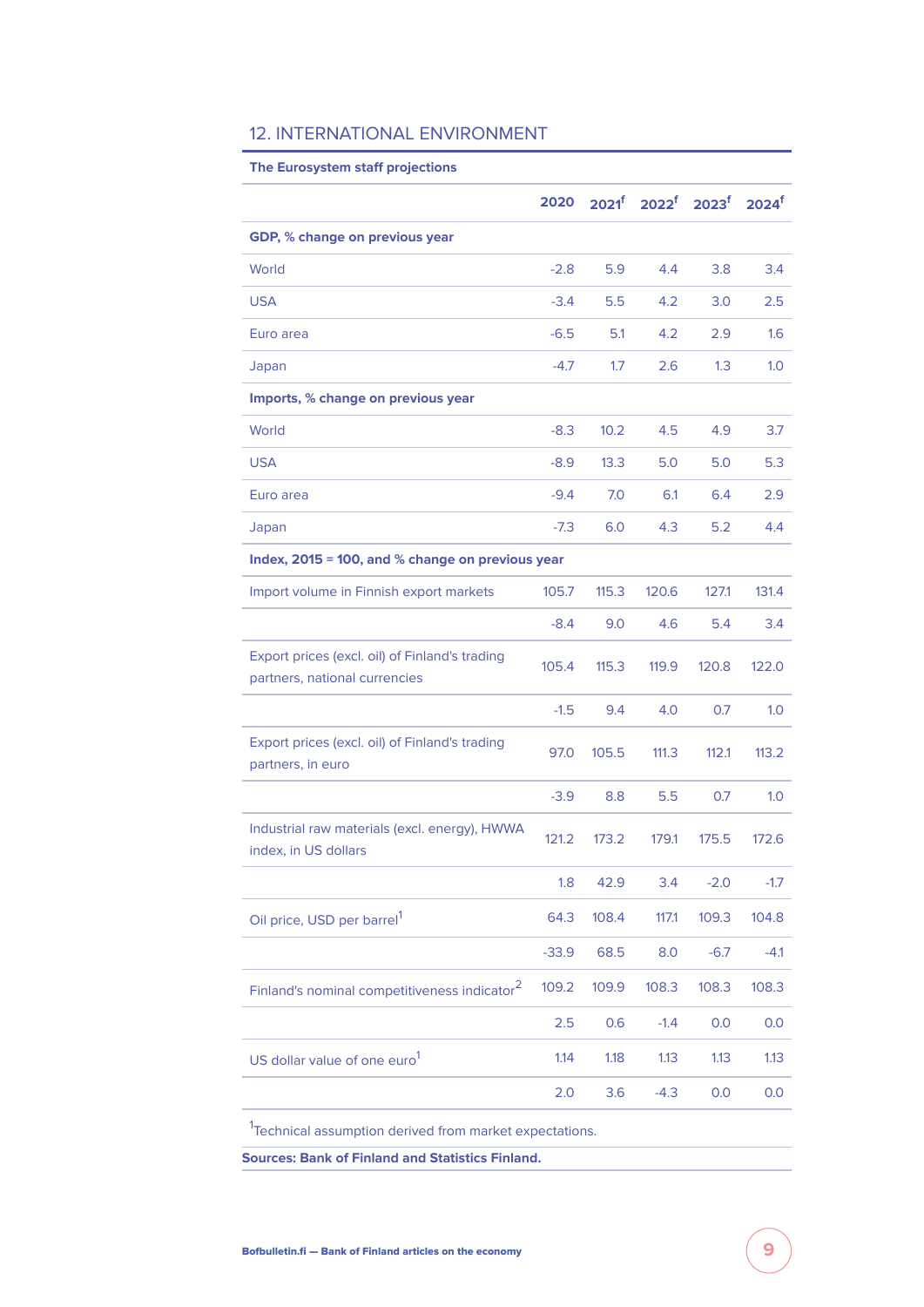## 12. INTERNATIONAL ENVIRONMENT

**The Eurosystem staff projections**

| | 2020 | 2021[f] | 2022[f] | 2023[f] | 2024[f] |
|---|---|---|---|---|---|
| **GDP, % change on previous year** | | | | | |
| World | -2.8 | 5.9 | 4.4 | 3.8 | 3.4 |
| USA | -3.4 | 5.5 | 4.2 | 3.0 | 2.5 |
| Euro area | -6.5 | 5.1 | 4.2 | 2.9 | 1.6 |
| Japan | -4.7 | 1.7 | 2.6 | 1.3 | 1.0 |
| **Imports, % change on previous year** | | | | | |
| World | -8.3 | 10.2 | 4.5 | 4.9 | 3.7 |
| USA | -8.9 | 13.3 | 5.0 | 5.0 | 5.3 |
| Euro area | -9.4 | 7.0 | 6.1 | 6.4 | 2.9 |
| Japan | -7.3 | 6.0 | 4.3 | 5.2 | 4.4 |
| **Index, 2015 = 100, and % change on previous year** | | | | | |
| Import volume in Finnish export markets | 105.7 | 115.3 | 120.6 | 127.1 | 131.4 |
| | -8.4 | 9.0 | 4.6 | 5.4 | 3.4 |
| Export prices (excl. oil) of Finland's trading partners, national currencies | 105.4 | 115.3 | 119.9 | 120.8 | 122.0 |
| | -1.5 | 9.4 | 4.0 | 0.7 | 1.0 |
| Export prices (excl. oil) of Finland's trading partners, in euro | 97.0 | 105.5 | 111.3 | 112.1 | 113.2 |
| | -3.9 | 8.8 | 5.5 | 0.7 | 1.0 |
| Industrial raw materials (excl. energy), HWWA index, in US dollars | 121.2 | 173.2 | 179.1 | 175.5 | 172.6 |
| | 1.8 | 42.9 | 3.4 | -2.0 | -1.7 |
| Oil price, USD per barrel[1] | 64.3 | 108.4 | 117.1 | 109.3 | 104.8 |
| | -33.9 | 68.5 | 8.0 | -6.7 | -4.1 |
| Finland's nominal competitiveness indicator[2] | 109.2 | 109.9 | 108.3 | 108.3 | 108.3 |
| | 2.5 | 0.6 | -1.4 | 0.0 | 0.0 |
| US dollar value of one euro[1] | 1.14 | 1.18 | 1.13 | 1.13 | 1.13 |
| | 2.0 | 3.6 | -4.3 | 0.0 | 0.0 |

[1]Technical assumption derived from market expectations.

**Sources: Bank of Finland and Statistics Finland.**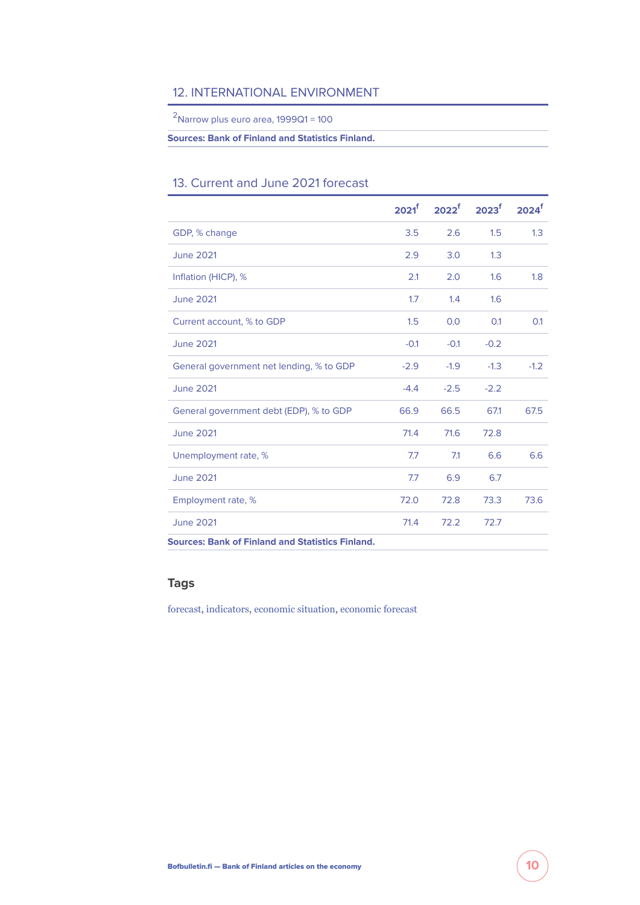## 12. INTERNATIONAL ENVIRONMENT

[2]Narrow plus euro area, 1999Q1 = 100

**Sources: Bank of Finland and Statistics Finland.**

## 13. Current and June 2021 forecast

| | 2021[f] | 2022[f] | 2023[f] | 2024[f] |
|---|---|---|---|---|
| GDP, % change | 3.5 | 2.6 | 1.5 | 1.3 |
| June 2021 | 2.9 | 3.0 | 1.3 | |
| Inflation (HICP), % | 2.1 | 2.0 | 1.6 | 1.8 |
| June 2021 | 1.7 | 1.4 | 1.6 | |
| Current account, % to GDP | 1.5 | 0.0 | 0.1 | 0.1 |
| June 2021 | -0.1 | -0.1 | -0.2 | |
| General government net lending, % to GDP | -2.9 | -1.9 | -1.3 | -1.2 |
| June 2021 | -4.4 | -2.5 | -2.2 | |
| General government debt (EDP), % to GDP | 66.9 | 66.5 | 67.1 | 67.5 |
| June 2021 | 71.4 | 71.6 | 72.8 | |
| Unemployment rate, % | 7.7 | 7.1 | 6.6 | 6.6 |
| June 2021 | 7.7 | 6.9 | 6.7 | |
| Employment rate, % | 72.0 | 72.8 | 73.3 | 73.6 |
| June 2021 | 71.4 | 72.2 | 72.7 | |

**Sources: Bank of Finland and Statistics Finland.**

### Tags

forecast, indicators, economic situation, economic forecast